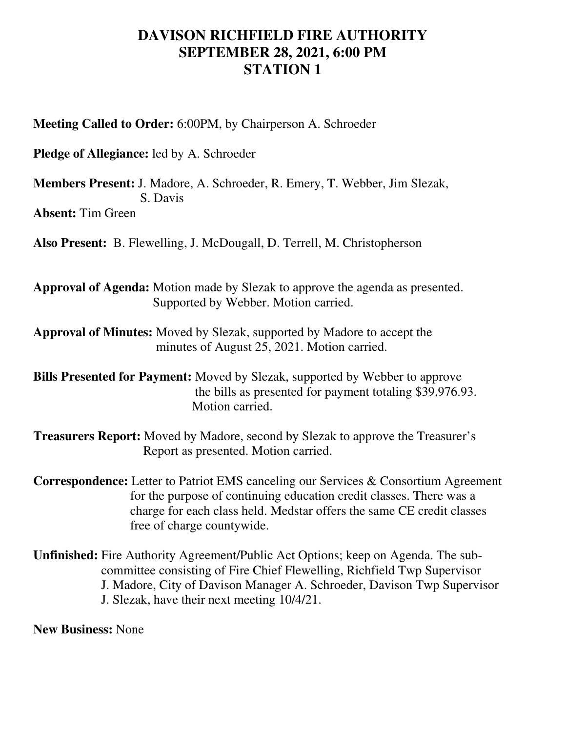# DAVISON RICHFIELD FIRE AUTHORITY
## SEPTEMBER 28, 2021, 6:00 PM
## STATION 1

**Meeting Called to Order:** 6:00PM, by Chairperson A. Schroeder

**Pledge of Allegiance:** led by A. Schroeder

**Members Present:** J. Madore, A. Schroeder, R. Emery, T. Webber, Jim Slezak, S. Davis

**Absent:** Tim Green

**Also Present:** B. Flewelling, J. McDougall, D. Terrell, M. Christopherson

**Approval of Agenda:** Motion made by Slezak to approve the agenda as presented. Supported by Webber. Motion carried.

**Approval of Minutes:** Moved by Slezak, supported by Madore to accept the minutes of August 25, 2021. Motion carried.

**Bills Presented for Payment:** Moved by Slezak, supported by Webber to approve the bills as presented for payment totaling $39,976.93. Motion carried.

**Treasurers Report:** Moved by Madore, second by Slezak to approve the Treasurer's Report as presented. Motion carried.

**Correspondence:** Letter to Patriot EMS canceling our Services & Consortium Agreement for the purpose of continuing education credit classes. There was a charge for each class held. Medstar offers the same CE credit classes free of charge countywide.

**Unfinished:** Fire Authority Agreement/Public Act Options; keep on Agenda. The sub-committee consisting of Fire Chief Flewelling, Richfield Twp Supervisor J. Madore, City of Davison Manager A. Schroeder, Davison Twp Supervisor J. Slezak, have their next meeting 10/4/21.

**New Business:** None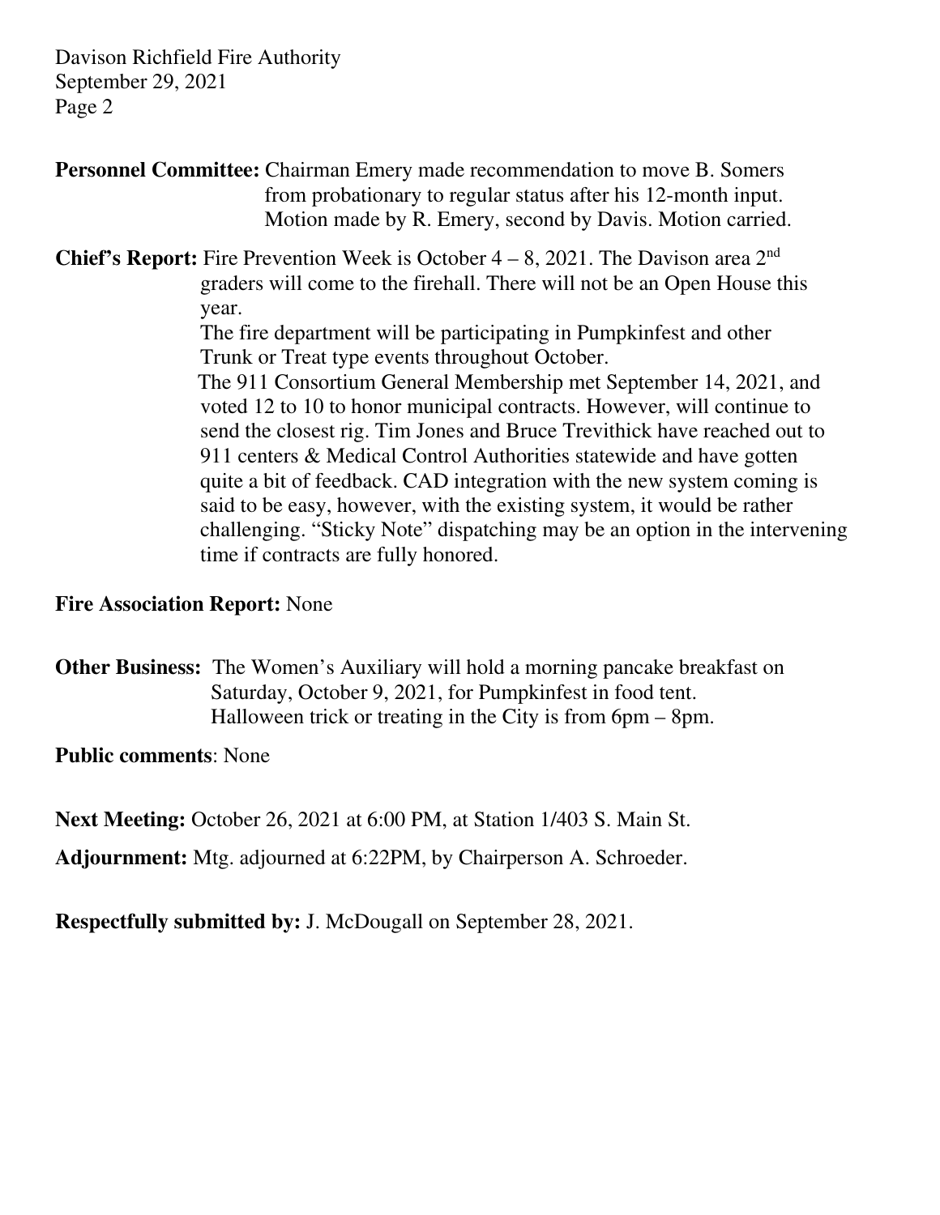**Personnel Committee:** Chairman Emery made recommendation to move B. Somers from probationary to regular status after his 12-month input. Motion made by R. Emery, second by Davis. Motion carried.

**Chief's Report:** Fire Prevention Week is October 4 – 8, 2021. The Davison area 2nd graders will come to the firehall. There will not be an Open House this year.
The fire department will be participating in Pumpkinfest and other Trunk or Treat type events throughout October.
The 911 Consortium General Membership met September 14, 2021, and voted 12 to 10 to honor municipal contracts. However, will continue to send the closest rig. Tim Jones and Bruce Trevithick have reached out to 911 centers & Medical Control Authorities statewide and have gotten quite a bit of feedback. CAD integration with the new system coming is said to be easy, however, with the existing system, it would be rather challenging. "Sticky Note" dispatching may be an option in the intervening time if contracts are fully honored.

**Fire Association Report:** None

**Other Business:** The Women's Auxiliary will hold a morning pancake breakfast on Saturday, October 9, 2021, for Pumpkinfest in food tent.
Halloween trick or treating in the City is from 6pm – 8pm.

**Public comments**: None

**Next Meeting:** October 26, 2021 at 6:00 PM, at Station 1/403 S. Main St.

**Adjournment:** Mtg. adjourned at 6:22PM, by Chairperson A. Schroeder.

**Respectfully submitted by:** J. McDougall on September 28, 2021.